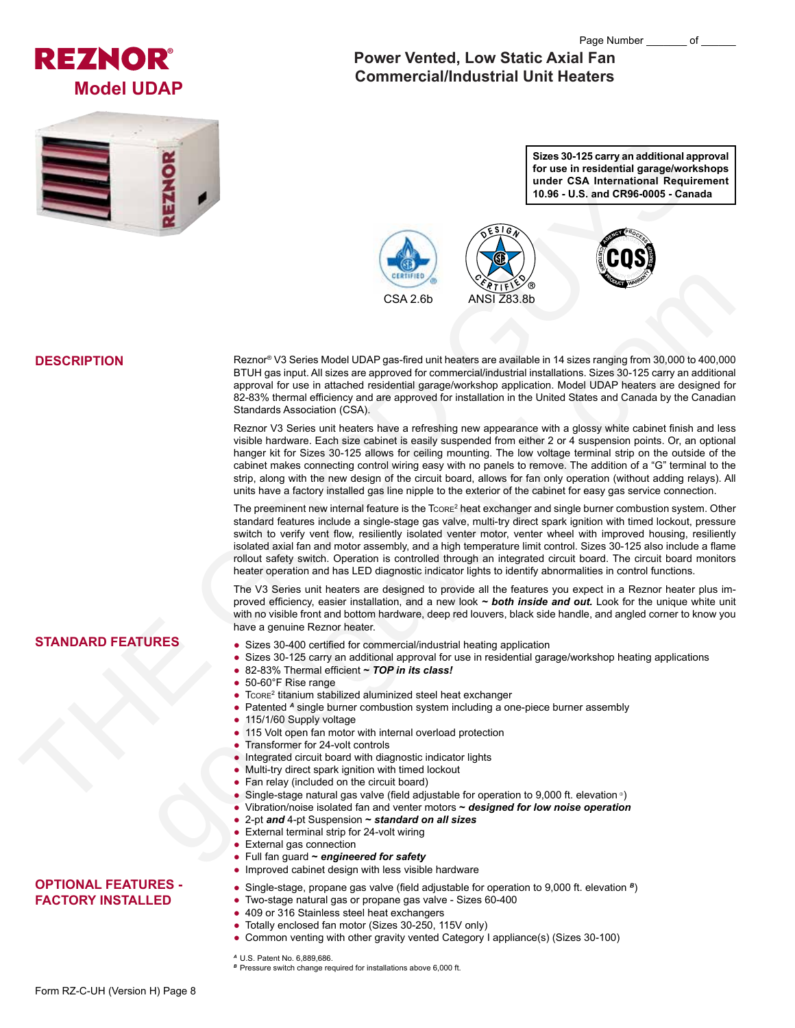# REZNOR®

## Model UDAP

# Power Vented, Low Static Axial Fan Commercial/Industrial Unit Heaters

**Sizes 30-125 carry an additional approval for use in residential garage/workshops under CSA International Requirement 10.96 - U.S. and CR96-0005 - Canada**

CSA 2.6b  ANSI Z83.8b

## DESCRIPTION

Reznor® V3 Series Model UDAP gas-fired unit heaters are available in 14 sizes ranging from 30,000 to 400,000 BTUH gas input. All sizes are approved for commercial/industrial installations. Sizes 30-125 carry an additional approval for use in attached residential garage/workshop application. Model UDAP heaters are designed for 82-83% thermal efficiency and are approved for installation in the United States and Canada by the Canadian Standards Association (CSA).

Reznor V3 Series unit heaters have a refreshing new appearance with a glossy white cabinet finish and less visible hardware. Each size cabinet is easily suspended from either 2 or 4 suspension points. Or, an optional hanger kit for Sizes 30-125 allows for ceiling mounting. The low voltage terminal strip on the outside of the cabinet makes connecting control wiring easy with no panels to remove. The addition of a "G" terminal to the strip, along with the new design of the circuit board, allows for fan only operation (without adding relays). All units have a factory installed gas line nipple to the exterior of the cabinet for easy gas service connection.

The preeminent new internal feature is the TCORE² heat exchanger and single burner combustion system. Other standard features include a single-stage gas valve, multi-try direct spark ignition with timed lockout, pressure switch to verify vent flow, resiliently isolated venter motor, venter wheel with improved housing, resiliently isolated axial fan and motor assembly, and a high temperature limit control. Sizes 30-125 also include a flame rollout safety switch. Operation is controlled through an integrated circuit board. The circuit board monitors heater operation and has LED diagnostic indicator lights to identify abnormalities in control functions.

The V3 Series unit heaters are designed to provide all the features you expect in a Reznor heater plus improved efficiency, easier installation, and a new look ***~ both inside and out.*** Look for the unique white unit with no visible front and bottom hardware, deep red louvers, black side handle, and angled corner to know you have a genuine Reznor heater.

## STANDARD FEATURES

- Sizes 30-400 certified for commercial/industrial heating application
- Sizes 30-125 carry an additional approval for use in residential garage/workshop heating applications
- 82-83% Thermal efficient ***~ TOP in its class!***
- 50-60°F Rise range
- TCORE² titanium stabilized aluminized steel heat exchanger
- Patented [A] single burner combustion system including a one-piece burner assembly
- 115/1/60 Supply voltage
- 115 Volt open fan motor with internal overload protection
- Transformer for 24-volt controls
- Integrated circuit board with diagnostic indicator lights
- Multi-try direct spark ignition with timed lockout
- Fan relay (included on the circuit board)
- Single-stage natural gas valve (field adjustable for operation to 9,000 ft. elevation [B])
- Vibration/noise isolated fan and venter motors ***~ designed for low noise operation***
- 2-pt ***and*** 4-pt Suspension ***~ standard on all sizes***
- External terminal strip for 24-volt wiring
- External gas connection
- Full fan guard ***~ engineered for safety***
- Improved cabinet design with less visible hardware

## OPTIONAL FEATURES - FACTORY INSTALLED

- Single-stage, propane gas valve (field adjustable for operation to 9,000 ft. elevation [B])
- Two-stage natural gas or propane gas valve - Sizes 60-400
- 409 or 316 Stainless steel heat exchangers
- Totally enclosed fan motor (Sizes 30-250, 115V only)
- Common venting with other gravity vented Category I appliance(s) (Sizes 30-100)

[A] U.S. Patent No. 6,889,686.
[B] Pressure switch change required for installations above 6,000 ft.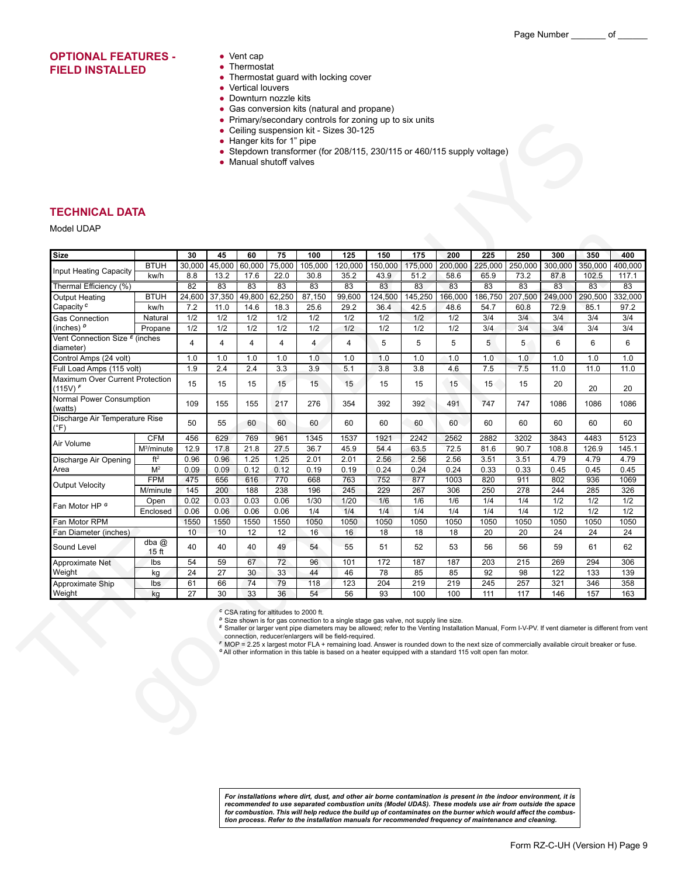## OPTIONAL FEATURES - FIELD INSTALLED

- Vent cap
- Thermostat
- Thermostat guard with locking cover
- Vertical louvers
- Downturn nozzle kits
- Gas conversion kits (natural and propane)
- Primary/secondary controls for zoning up to six units
- Ceiling suspension kit - Sizes 30-125
- Hanger kits for 1" pipe
- Stepdown transformer (for 208/115, 230/115 or 460/115 supply voltage)
- Manual shutoff valves

## TECHNICAL DATA

Model UDAP

| Size | | 30 | 45 | 60 | 75 | 100 | 125 | 150 | 175 | 200 | 225 | 250 | 300 | 350 | 400 |
|---|---|---|---|---|---|---|---|---|---|---|---|---|---|---|---|
| Input Heating Capacity | BTUH | 30,000 | 45,000 | 60,000 | 75,000 | 105,000 | 120,000 | 150,000 | 175,000 | 200,000 | 225,000 | 250,000 | 300,000 | 350,000 | 400,000 |
| | kw/h | 8.8 | 13.2 | 17.6 | 22.0 | 30.8 | 35.2 | 43.9 | 51.2 | 58.6 | 65.9 | 73.2 | 87.8 | 102.5 | 117.1 |
| Thermal Efficiency (%) | | 82 | 83 | 83 | 83 | 83 | 83 | 83 | 83 | 83 | 83 | 83 | 83 | 83 | 83 |
| Output Heating Capacity [C] | BTUH | 24,600 | 37,350 | 49,800 | 62,250 | 87,150 | 99,600 | 124,500 | 145,250 | 166,000 | 186,750 | 207,500 | 249,000 | 290,500 | 332,000 |
| | kw/h | 7.2 | 11.0 | 14.6 | 18.3 | 25.6 | 29.2 | 36.4 | 42.5 | 48.6 | 54.7 | 60.8 | 72.9 | 85.1 | 97.2 |
| Gas Connection (inches) [D] | Natural | 1/2 | 1/2 | 1/2 | 1/2 | 1/2 | 1/2 | 1/2 | 1/2 | 1/2 | 3/4 | 3/4 | 3/4 | 3/4 | 3/4 |
| | Propane | 1/2 | 1/2 | 1/2 | 1/2 | 1/2 | 1/2 | 1/2 | 1/2 | 1/2 | 3/4 | 3/4 | 3/4 | 3/4 | 3/4 |
| Vent Connection Size [E] (inches diameter) | | 4 | 4 | 4 | 4 | 4 | 4 | 5 | 5 | 5 | 5 | 5 | 6 | 6 | 6 |
| Control Amps (24 volt) | | 1.0 | 1.0 | 1.0 | 1.0 | 1.0 | 1.0 | 1.0 | 1.0 | 1.0 | 1.0 | 1.0 | 1.0 | 1.0 | 1.0 |
| Full Load Amps (115 volt) | | 1.9 | 2.4 | 2.4 | 3.3 | 3.9 | 5.1 | 3.8 | 3.8 | 4.6 | 7.5 | 7.5 | 11.0 | 11.0 | 11.0 |
| Maximum Over Current Protection (115V) [F] | | 15 | 15 | 15 | 15 | 15 | 15 | 15 | 15 | 15 | 15 | 15 | 20 | 20 | 20 |
| Normal Power Consumption (watts) | | 109 | 155 | 155 | 217 | 276 | 354 | 392 | 392 | 491 | 747 | 747 | 1086 | 1086 | 1086 |
| Discharge Air Temperature Rise (°F) | | 50 | 55 | 60 | 60 | 60 | 60 | 60 | 60 | 60 | 60 | 60 | 60 | 60 | 60 |
| Air Volume | CFM | 456 | 629 | 769 | 961 | 1345 | 1537 | 1921 | 2242 | 2562 | 2882 | 3202 | 3843 | 4483 | 5123 |
| | $M^3$/minute | 12.9 | 17.8 | 21.8 | 27.5 | 36.7 | 45.9 | 54.4 | 63.5 | 72.5 | 81.6 | 90.7 | 108.8 | 126.9 | 145.1 |
| Discharge Air Opening Area | $ft^2$ | 0.96 | 0.96 | 1.25 | 1.25 | 2.01 | 2.01 | 2.56 | 2.56 | 2.56 | 3.51 | 3.51 | 4.79 | 4.79 | 4.79 |
| | $M^2$ | 0.09 | 0.09 | 0.12 | 0.12 | 0.19 | 0.19 | 0.24 | 0.24 | 0.24 | 0.33 | 0.33 | 0.45 | 0.45 | 0.45 |
| Output Velocity | FPM | 475 | 656 | 616 | 770 | 668 | 763 | 752 | 877 | 1003 | 820 | 911 | 802 | 936 | 1069 |
| | M/minute | 145 | 200 | 188 | 238 | 196 | 245 | 229 | 267 | 306 | 250 | 278 | 244 | 285 | 326 |
| Fan Motor HP [G] | Open | 0.02 | 0.03 | 0.03 | 0.06 | 1/30 | 1/20 | 1/6 | 1/6 | 1/6 | 1/4 | 1/4 | 1/2 | 1/2 | 1/2 |
| | Enclosed | 0.06 | 0.06 | 0.06 | 0.06 | 1/4 | 1/4 | 1/4 | 1/4 | 1/4 | 1/4 | 1/4 | 1/2 | 1/2 | 1/2 |
| Fan Motor RPM | | 1550 | 1550 | 1550 | 1550 | 1050 | 1050 | 1050 | 1050 | 1050 | 1050 | 1050 | 1050 | 1050 | 1050 |
| Fan Diameter (inches) | | 10 | 10 | 12 | 12 | 16 | 16 | 18 | 18 | 18 | 20 | 20 | 24 | 24 | 24 |
| Sound Level | dba @ 15 ft | 40 | 40 | 40 | 49 | 54 | 55 | 51 | 52 | 53 | 56 | 56 | 59 | 61 | 62 |
| Approximate Net Weight | lbs | 54 | 59 | 67 | 72 | 96 | 101 | 172 | 187 | 187 | 203 | 215 | 269 | 294 | 306 |
| | kg | 24 | 27 | 30 | 33 | 44 | 46 | 78 | 85 | 85 | 92 | 98 | 122 | 133 | 139 |
| Approximate Ship Weight | lbs | 61 | 66 | 74 | 79 | 118 | 123 | 204 | 219 | 219 | 245 | 257 | 321 | 346 | 358 |
| | kg | 27 | 30 | 33 | 36 | 54 | 56 | 93 | 100 | 100 | 111 | 117 | 146 | 157 | 163 |

[C] CSA rating for altitudes to 2000 ft.
[D] Size shown is for gas connection to a single stage gas valve, not supply line size.
[E] Smaller or larger vent pipe diameters may be allowed; refer to the Venting Installation Manual, Form I-V-PV. If vent diameter is different from vent connection, reducer/enlargers will be field-required.
[F] MOP = 2.25 x largest motor FLA + remaining load. Answer is rounded down to the next size of commercially available circuit breaker or fuse.
[G] All other information in this table is based on a heater equipped with a standard 115 volt open fan motor.

***For installations where dirt, dust, and other air borne contamination is present in the indoor environment, it is recommended to use separated combustion units (Model UDAS). These models use air from outside the space for combustion. This will help reduce the build up of contaminates on the burner which would affect the combustion process. Refer to the installation manuals for recommended frequency of maintenance and cleaning.***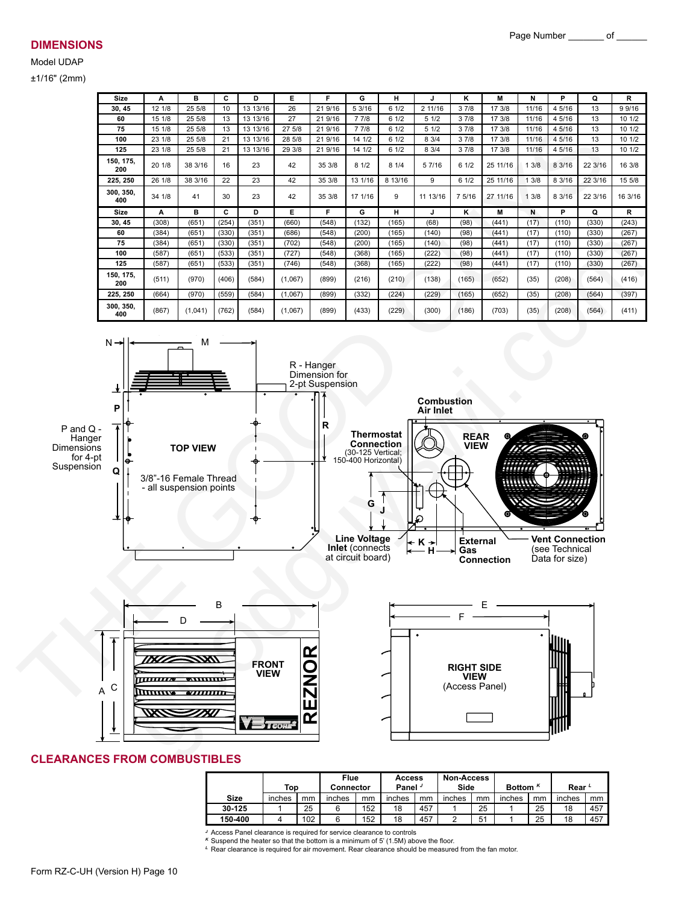## DIMENSIONS

Model UDAP

±1/16" (2mm)

| Size | A | B | C | D | E | F | G | H | J | K | M | N | P | Q | R |
|---|---|---|---|---|---|---|---|---|---|---|---|---|---|---|---|
| 30, 45 | 12 1/8 | 25 5/8 | 10 | 13 13/16 | 26 | 21 9/16 | 5 3/16 | 6 1/2 | 2 11/16 | 3 7/8 | 17 3/8 | 11/16 | 4 5/16 | 13 | 9 9/16 |
| 60 | 15 1/8 | 25 5/8 | 13 | 13 13/16 | 27 | 21 9/16 | 7 7/8 | 6 1/2 | 5 1/2 | 3 7/8 | 17 3/8 | 11/16 | 4 5/16 | 13 | 10 1/2 |
| 75 | 15 1/8 | 25 5/8 | 13 | 13 13/16 | 27 5/8 | 21 9/16 | 7 7/8 | 6 1/2 | 5 1/2 | 3 7/8 | 17 3/8 | 11/16 | 4 5/16 | 13 | 10 1/2 |
| 100 | 23 1/8 | 25 5/8 | 21 | 13 13/16 | 28 5/8 | 21 9/16 | 14 1/2 | 6 1/2 | 8 3/4 | 3 7/8 | 17 3/8 | 11/16 | 4 5/16 | 13 | 10 1/2 |
| 125 | 23 1/8 | 25 5/8 | 21 | 13 13/16 | 29 3/8 | 21 9/16 | 14 1/2 | 6 1/2 | 8 3/4 | 3 7/8 | 17 3/8 | 11/16 | 4 5/16 | 13 | 10 1/2 |
| 150, 175, 200 | 20 1/8 | 38 3/16 | 16 | 23 | 42 | 35 3/8 | 8 1/2 | 8 1/4 | 5 7/16 | 6 1/2 | 25 11/16 | 1 3/8 | 8 3/16 | 22 3/16 | 16 3/8 |
| 225, 250 | 26 1/8 | 38 3/16 | 22 | 23 | 42 | 35 3/8 | 13 1/16 | 8 13/16 | 9 | 6 1/2 | 25 11/16 | 1 3/8 | 8 3/16 | 22 3/16 | 15 5/8 |
| 300, 350, 400 | 34 1/8 | 41 | 30 | 23 | 42 | 35 3/8 | 17 1/16 | 9 | 11 13/16 | 7 5/16 | 27 11/16 | 1 3/8 | 8 3/16 | 22 3/16 | 16 3/16 |
| **Size** | **A** | **B** | **C** | **D** | **E** | **F** | **G** | **H** | **J** | **K** | **M** | **N** | **P** | **Q** | **R** |
| 30, 45 | (308) | (651) | (254) | (351) | (660) | (548) | (132) | (165) | (68) | (98) | (441) | (17) | (110) | (330) | (243) |
| 60 | (384) | (651) | (330) | (351) | (686) | (548) | (200) | (165) | (140) | (98) | (441) | (17) | (110) | (330) | (267) |
| 75 | (384) | (651) | (330) | (351) | (702) | (548) | (200) | (165) | (140) | (98) | (441) | (17) | (110) | (330) | (267) |
| 100 | (587) | (651) | (533) | (351) | (727) | (548) | (368) | (165) | (222) | (98) | (441) | (17) | (110) | (330) | (267) |
| 125 | (587) | (651) | (533) | (351) | (746) | (548) | (368) | (165) | (222) | (98) | (441) | (17) | (110) | (330) | (267) |
| 150, 175, 200 | (511) | (970) | (406) | (584) | (1,067) | (899) | (216) | (210) | (138) | (165) | (652) | (35) | (208) | (564) | (416) |
| 225, 250 | (664) | (970) | (559) | (584) | (1,067) | (899) | (332) | (224) | (229) | (165) | (652) | (35) | (208) | (564) | (397) |
| 300, 350, 400 | (867) | (1,041) | (762) | (584) | (1,067) | (899) | (433) | (229) | (300) | (186) | (703) | (35) | (208) | (564) | (411) |

N
M
P
Q
P and Q - Hanger Dimensions for 4-pt Suspension
TOP VIEW
3/8"-16 Female Thread - all suspension points
R - Hanger Dimension for 2-pt Suspension
R
Combustion Air Inlet
Thermostat Connection (30-125 Vertical; 150-400 Horizontal)
REAR VIEW
G
J
K
H
Line Voltage Inlet (connects at circuit board)
External Gas Connection
Vent Connection (see Technical Data for size)

B
D
A
C
FRONT VIEW
REZNOR

E
F
RIGHT SIDE VIEW (Access Panel)

## CLEARANCES FROM COMBUSTIBLES

| Size | Top | | Flue Connector | | Access Panel [J] | | Non-Access Side | | Bottom [K] | | Rear [L] | |
|---|---|---|---|---|---|---|---|---|---|---|---|---|
| | inches | mm | inches | mm | inches | mm | inches | mm | inches | mm | inches | mm |
| 30-125 | 1 | 25 | 6 | 152 | 18 | 457 | 1 | 25 | 1 | 25 | 18 | 457 |
| 150-400 | 4 | 102 | 6 | 152 | 18 | 457 | 2 | 51 | 1 | 25 | 18 | 457 |

[J] Access Panel clearance is required for service clearance to controls

[K] Suspend the heater so that the bottom is a minimum of 5' (1.5M) above the floor.

[L] Rear clearance is required for air movement. Rear clearance should be measured from the fan motor.

Form RZ-C-UH (Version H) Page 10